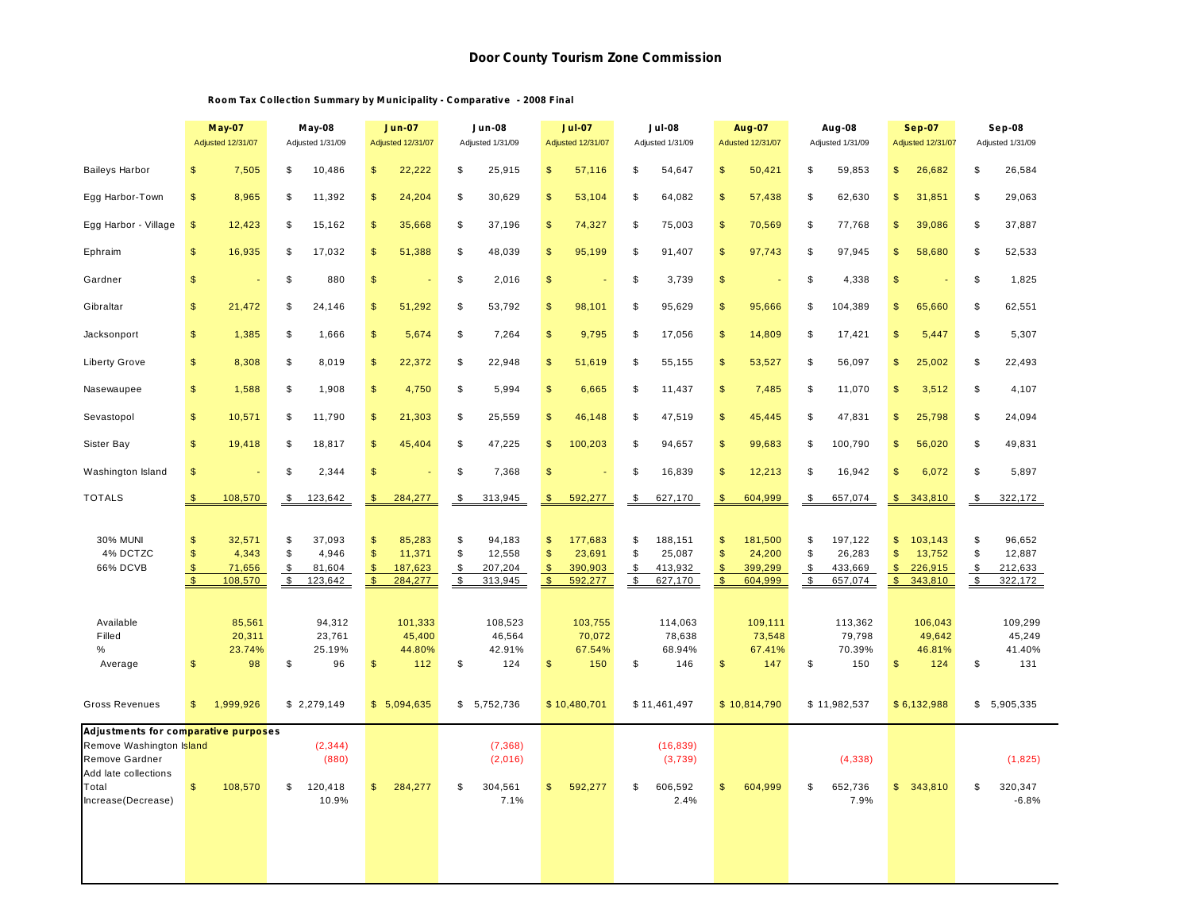# Door County Tourism Zone Commission

**Room Tax Collection Summary by Municipality - Comparative - 2008 Final**

| | May-07 Adjusted 12/31/07 | May-08 Adjusted 1/31/09 | Jun-07 Adjusted 12/31/07 | Jun-08 Adjusted 1/31/09 | Jul-07 Adjusted 12/31/07 | Jul-08 Adjusted 1/31/09 | Aug-07 Adjusted 12/31/07 | Aug-08 Adjusted 1/31/09 | Sep-07 Adjusted 12/31/07 | Sep-08 Adjusted 1/31/09 |
|---|---|---|---|---|---|---|---|---|---|---|
| Baileys Harbor | $ 7,505 | $ 10,486 | $ 22,222 | $ 25,915 | $ 57,116 | $ 54,647 | $ 50,421 | $ 59,853 | $ 26,682 | $ 26,584 |
| Egg Harbor-Town | $ 8,965 | $ 11,392 | $ 24,204 | $ 30,629 | $ 53,104 | $ 64,082 | $ 57,438 | $ 62,630 | $ 31,851 | $ 29,063 |
| Egg Harbor - Village | $ 12,423 | $ 15,162 | $ 35,668 | $ 37,196 | $ 74,327 | $ 75,003 | $ 70,569 | $ 77,768 | $ 39,086 | $ 37,887 |
| Ephraim | $ 16,935 | $ 17,032 | $ 51,388 | $ 48,039 | $ 95,199 | $ 91,407 | $ 97,743 | $ 97,945 | $ 58,680 | $ 52,533 |
| Gardner | $ - | $ 880 | $ - | $ 2,016 | $ - | $ 3,739 | $ - | $ 4,338 | $ - | $ 1,825 |
| Gibraltar | $ 21,472 | $ 24,146 | $ 51,292 | $ 53,792 | $ 98,101 | $ 95,629 | $ 95,666 | $ 104,389 | $ 65,660 | $ 62,551 |
| Jacksonport | $ 1,385 | $ 1,666 | $ 5,674 | $ 7,264 | $ 9,795 | $ 17,056 | $ 14,809 | $ 17,421 | $ 5,447 | $ 5,307 |
| Liberty Grove | $ 8,308 | $ 8,019 | $ 22,372 | $ 22,948 | $ 51,619 | $ 55,155 | $ 53,527 | $ 56,097 | $ 25,002 | $ 22,493 |
| Nasewaupee | $ 1,588 | $ 1,908 | $ 4,750 | $ 5,994 | $ 6,665 | $ 11,437 | $ 7,485 | $ 11,070 | $ 3,512 | $ 4,107 |
| Sevastopol | $ 10,571 | $ 11,790 | $ 21,303 | $ 25,559 | $ 46,148 | $ 47,519 | $ 45,445 | $ 47,831 | $ 25,798 | $ 24,094 |
| Sister Bay | $ 19,418 | $ 18,817 | $ 45,404 | $ 47,225 | $ 100,203 | $ 94,657 | $ 99,683 | $ 100,790 | $ 56,020 | $ 49,831 |
| Washington Island | $ - | $ 2,344 | $ - | $ 7,368 | $ - | $ 16,839 | $ 12,213 | $ 16,942 | $ 6,072 | $ 5,897 |
| TOTALS | $ 108,570 | $ 123,642 | $ 284,277 | $ 313,945 | $ 592,277 | $ 627,170 | $ 604,999 | $ 657,074 | $ 343,810 | $ 322,172 |
| 30% MUNI | $ 32,571 | $ 37,093 | $ 85,283 | $ 94,183 | $ 177,683 | $ 188,151 | $ 181,500 | $ 197,122 | $ 103,143 | $ 96,652 |
| 4% DCTZC | $ 4,343 | $ 4,946 | $ 11,371 | $ 12,558 | $ 23,691 | $ 25,087 | $ 24,200 | $ 26,283 | $ 13,752 | $ 12,887 |
| 66% DCVB | $ 71,656 | $ 81,604 | $ 187,623 | $ 207,204 | $ 390,903 | $ 413,932 | $ 399,299 | $ 433,669 | $ 226,915 | $ 212,633 |
| | $ 108,570 | $ 123,642 | $ 284,277 | $ 313,945 | $ 592,277 | $ 627,170 | $ 604,999 | $ 657,074 | $ 343,810 | $ 322,172 |
| Available | 85,561 | 94,312 | 101,333 | 108,523 | 103,755 | 114,063 | 109,111 | 113,362 | 106,043 | 109,299 |
| Filled | 20,311 | 23,761 | 45,400 | 46,564 | 70,072 | 78,638 | 73,548 | 79,798 | 49,642 | 45,249 |
| % | 23.74% | 25.19% | 44.80% | 42.91% | 67.54% | 68.94% | 67.41% | 70.39% | 46.81% | 41.40% |
| Average | $ 98 | $ 96 | $ 112 | $ 124 | $ 150 | $ 146 | $ 147 | $ 150 | $ 124 | $ 131 |
| Gross Revenues | $ 1,999,926 | $ 2,279,149 | $ 5,094,635 | $ 5,752,736 | $ 10,480,701 | $ 11,461,497 | $ 10,814,790 | $ 11,982,537 | $ 6,132,988 | $ 5,905,335 |
| **Adjustments for comparative purposes** | | | | | | | | | | |
| Remove Washington Island | | (2,344) | | (7,368) | | (16,839) | | | | |
| Remove Gardner | | (880) | | (2,016) | | (3,739) | | (4,338) | | (1,825) |
| Add late collections | | | | | | | | | | |
| Total | $ 108,570 | $ 120,418 | $ 284,277 | $ 304,561 | $ 592,277 | $ 606,592 | $ 604,999 | $ 652,736 | $ 343,810 | $ 320,347 |
| Increase(Decrease) | | 10.9% | | 7.1% | | 2.4% | | 7.9% | | -6.8% |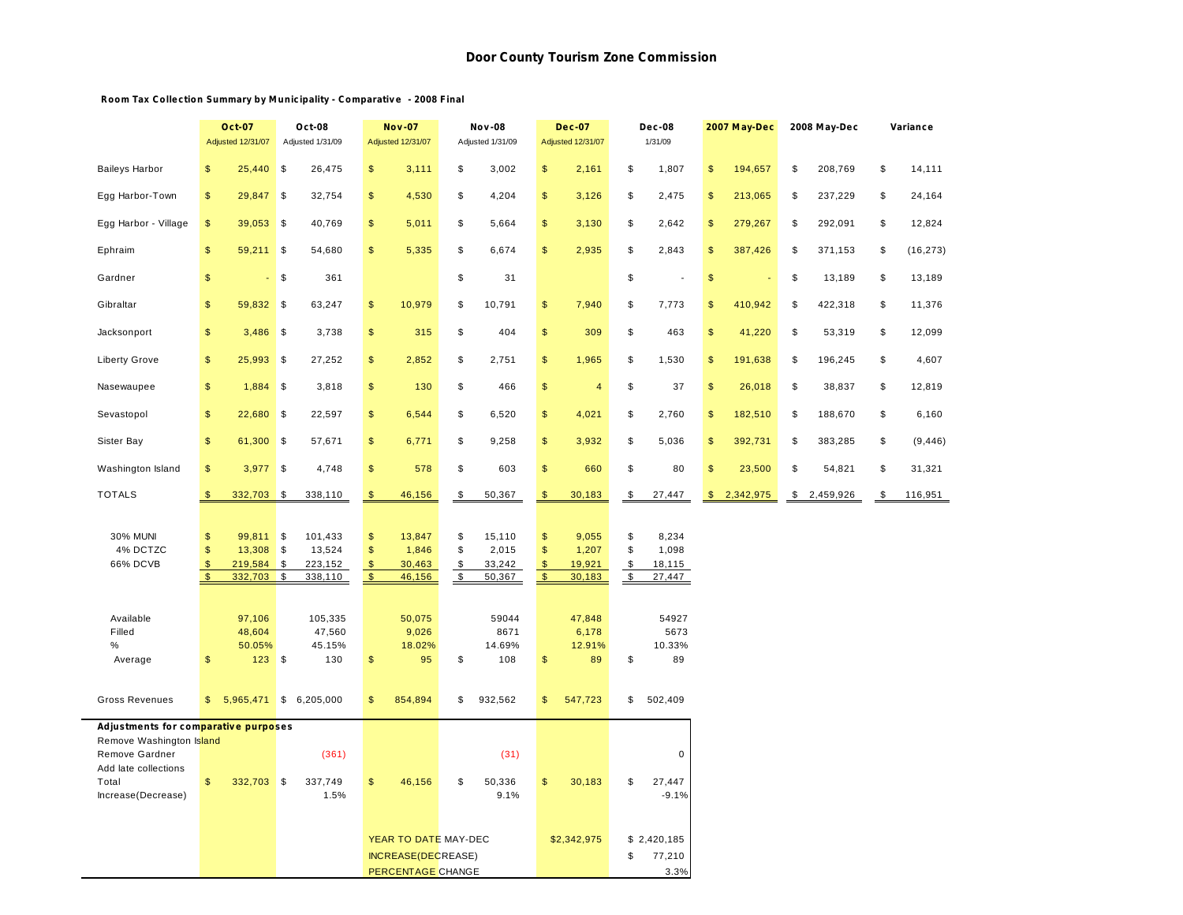# Door County Tourism Zone Commission

**Room Tax Collection Summary by Municipality - Comparative - 2008 Final**

| | Oct-07 Adjusted 12/31/07 | Oct-08 Adjusted 1/31/09 | Nov-07 Adjusted 12/31/07 | Nov-08 Adjusted 1/31/09 | Dec-07 Adjusted 12/31/07 | Dec-08 1/31/09 | 2007 May-Dec | 2008 May-Dec | Variance |
|---|---|---|---|---|---|---|---|---|---|
| Baileys Harbor | $ 25,440 | $ 26,475 | $ 3,111 | $ 3,002 | $ 2,161 | $ 1,807 | $ 194,657 | $ 208,769 | $ 14,111 |
| Egg Harbor-Town | $ 29,847 | $ 32,754 | $ 4,530 | $ 4,204 | $ 3,126 | $ 2,475 | $ 213,065 | $ 237,229 | $ 24,164 |
| Egg Harbor - Village | $ 39,053 | $ 40,769 | $ 5,011 | $ 5,664 | $ 3,130 | $ 2,642 | $ 279,267 | $ 292,091 | $ 12,824 |
| Ephraim | $ 59,211 | $ 54,680 | $ 5,335 | $ 6,674 | $ 2,935 | $ 2,843 | $ 387,426 | $ 371,153 | $ (16,273) |
| Gardner | $ - | $ 361 | | $ 31 | | $ - | $ - | $ 13,189 | $ 13,189 |
| Gibraltar | $ 59,832 | $ 63,247 | $ 10,979 | $ 10,791 | $ 7,940 | $ 7,773 | $ 410,942 | $ 422,318 | $ 11,376 |
| Jacksonport | $ 3,486 | $ 3,738 | $ 315 | $ 404 | $ 309 | $ 463 | $ 41,220 | $ 53,319 | $ 12,099 |
| Liberty Grove | $ 25,993 | $ 27,252 | $ 2,852 | $ 2,751 | $ 1,965 | $ 1,530 | $ 191,638 | $ 196,245 | $ 4,607 |
| Nasewaupee | $ 1,884 | $ 3,818 | $ 130 | $ 466 | $ 4 | $ 37 | $ 26,018 | $ 38,837 | $ 12,819 |
| Sevastopol | $ 22,680 | $ 22,597 | $ 6,544 | $ 6,520 | $ 4,021 | $ 2,760 | $ 182,510 | $ 188,670 | $ 6,160 |
| Sister Bay | $ 61,300 | $ 57,671 | $ 6,771 | $ 9,258 | $ 3,932 | $ 5,036 | $ 392,731 | $ 383,285 | $ (9,446) |
| Washington Island | $ 3,977 | $ 4,748 | $ 578 | $ 603 | $ 660 | $ 80 | $ 23,500 | $ 54,821 | $ 31,321 |
| TOTALS | $ 332,703 | $ 338,110 | $ 46,156 | $ 50,367 | $ 30,183 | $ 27,447 | $ 2,342,975 | $ 2,459,926 | $ 116,951 |
| 30% MUNI | $ 99,811 | $ 101,433 | $ 13,847 | $ 15,110 | $ 9,055 | $ 8,234 | | | |
| 4% DCTZC | $ 13,308 | $ 13,524 | $ 1,846 | $ 2,015 | $ 1,207 | $ 1,098 | | | |
| 66% DCVB | $ 219,584 | $ 223,152 | $ 30,463 | $ 33,242 | $ 19,921 | $ 18,115 | | | |
| | $ 332,703 | $ 338,110 | $ 46,156 | $ 50,367 | $ 30,183 | $ 27,447 | | | |
| Available | 97,106 | 105,335 | 50,075 | 59044 | 47,848 | 54927 | | | |
| Filled | 48,604 | 47,560 | 9,026 | 8671 | 6,178 | 5673 | | | |
| % | 50.05% | 45.15% | 18.02% | 14.69% | 12.91% | 10.33% | | | |
| Average | $ 123 | $ 130 | $ 95 | $ 108 | $ 89 | $ 89 | | | |
| Gross Revenues | $ 5,965,471 | $ 6,205,000 | $ 854,894 | $ 932,562 | $ 547,723 | $ 502,409 | | | |
| **Adjustments for comparative purposes** | | | | | | | | | |
| Remove Washington Island | | | | | | | | | |
| Remove Gardner | | (361) | | (31) | | 0 | | | |
| Add late collections | | | | | | | | | |
| Total | $ 332,703 | $ 337,749 | $ 46,156 | $ 50,336 | $ 30,183 | $ 27,447 | | | |
| Increase(Decrease) | | 1.5% | | 9.1% | | -9.1% | | | |
| | | | YEAR TO DATE MAY-DEC | | $2,342,975 | $ 2,420,185 | | | |
| | | | INCREASE(DECREASE) | | | $ 77,210 | | | |
| | | | PERCENTAGE CHANGE | | | 3.3% | | | |